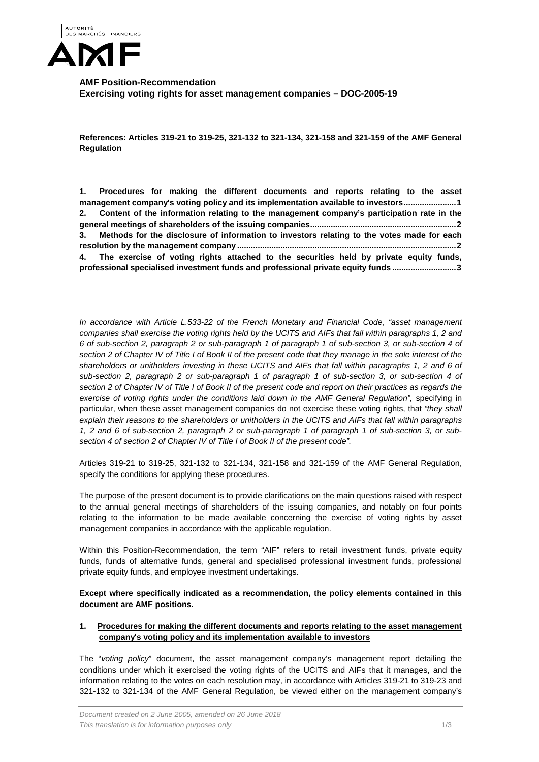**AMF Position-Recommendation**
**Exercising voting rights for asset management companies – DOC-2005-19**

**References: Articles 319-21 to 319-25, 321-132 to 321-134, 321-158 and 321-159 of the AMF General Regulation**

**1. Procedures for making the different documents and reports relating to the asset management company's voting policy and its implementation available to investors ....................... 1**
**2. Content of the information relating to the management company's participation rate in the general meetings of shareholders of the issuing companies ............................................................... 2**
**3. Methods for the disclosure of information to investors relating to the votes made for each resolution by the management company ............................................................................................... 2**
**4. The exercise of voting rights attached to the securities held by private equity funds, professional specialised investment funds and professional private equity funds ............................ 3**

*In accordance with Article L.533-22 of the French Monetary and Financial Code*, *"asset management companies shall exercise the voting rights held by the UCITS and AIFs that fall within paragraphs 1, 2 and 6 of sub-section 2, paragraph 2 or sub-paragraph 1 of paragraph 1 of sub-section 3, or sub-section 4 of section 2 of Chapter IV of Title I of Book II of the present code that they manage in the sole interest of the shareholders or unitholders investing in these UCITS and AIFs that fall within paragraphs 1, 2 and 6 of sub-section 2, paragraph 2 or sub-paragraph 1 of paragraph 1 of sub-section 3, or sub-section 4 of section 2 of Chapter IV of Title I of Book II of the present code and report on their practices as regards the exercise of voting rights under the conditions laid down in the AMF General Regulation",* specifying in particular, when these asset management companies do not exercise these voting rights, that *"they shall explain their reasons to the shareholders or unitholders in the UCITS and AIFs that fall within paragraphs 1, 2 and 6 of sub-section 2, paragraph 2 or sub-paragraph 1 of paragraph 1 of sub-section 3, or sub-section 4 of section 2 of Chapter IV of Title I of Book II of the present code".*

Articles 319-21 to 319-25, 321-132 to 321-134, 321-158 and 321-159 of the AMF General Regulation, specify the conditions for applying these procedures.

The purpose of the present document is to provide clarifications on the main questions raised with respect to the annual general meetings of shareholders of the issuing companies, and notably on four points relating to the information to be made available concerning the exercise of voting rights by asset management companies in accordance with the applicable regulation.

Within this Position-Recommendation, the term "AIF" refers to retail investment funds, private equity funds, funds of alternative funds, general and specialised professional investment funds, professional private equity funds, and employee investment undertakings.

**Except where specifically indicated as a recommendation, the policy elements contained in this document are AMF positions.**

## 1. Procedures for making the different documents and reports relating to the asset management company's voting policy and its implementation available to investors

The "*voting policy*" document, the asset management company's management report detailing the conditions under which it exercised the voting rights of the UCITS and AIFs that it manages, and the information relating to the votes on each resolution may, in accordance with Articles 319-21 to 319-23 and 321-132 to 321-134 of the AMF General Regulation, be viewed either on the management company's

*Document created on 2 June 2005, amended on 26 June 2018*
*This translation is for information purposes only*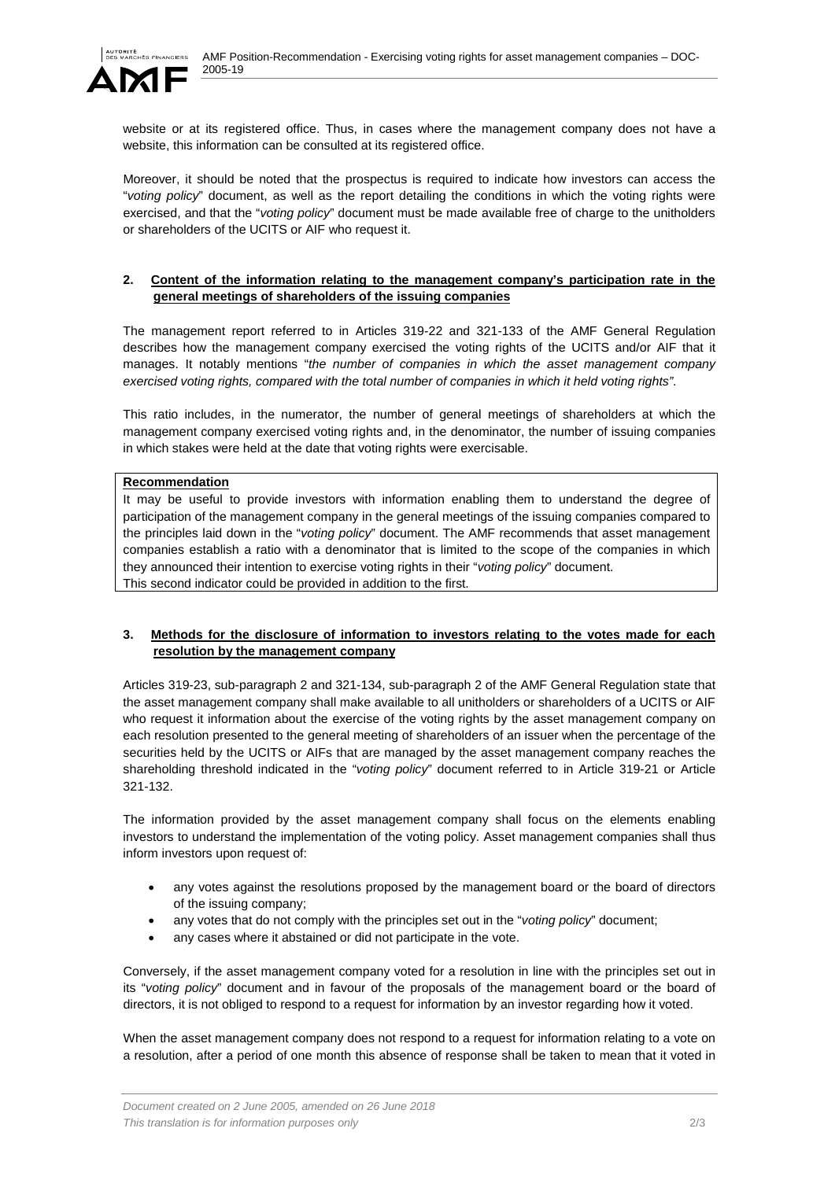website or at its registered office. Thus, in cases where the management company does not have a website, this information can be consulted at its registered office.

Moreover, it should be noted that the prospectus is required to indicate how investors can access the "*voting policy*" document, as well as the report detailing the conditions in which the voting rights were exercised, and that the "*voting policy*" document must be made available free of charge to the unitholders or shareholders of the UCITS or AIF who request it.

## 2. Content of the information relating to the management company's participation rate in the general meetings of shareholders of the issuing companies

The management report referred to in Articles 319-22 and 321-133 of the AMF General Regulation describes how the management company exercised the voting rights of the UCITS and/or AIF that it manages. It notably mentions "*the number of companies in which the asset management company exercised voting rights, compared with the total number of companies in which it held voting rights"*.

This ratio includes, in the numerator, the number of general meetings of shareholders at which the management company exercised voting rights and, in the denominator, the number of issuing companies in which stakes were held at the date that voting rights were exercisable.

**Recommendation**

It may be useful to provide investors with information enabling them to understand the degree of participation of the management company in the general meetings of the issuing companies compared to the principles laid down in the "*voting policy*" document. The AMF recommends that asset management companies establish a ratio with a denominator that is limited to the scope of the companies in which they announced their intention to exercise voting rights in their "*voting policy*" document.
This second indicator could be provided in addition to the first.

## 3. Methods for the disclosure of information to investors relating to the votes made for each resolution by the management company

Articles 319-23, sub-paragraph 2 and 321-134, sub-paragraph 2 of the AMF General Regulation state that the asset management company shall make available to all unitholders or shareholders of a UCITS or AIF who request it information about the exercise of the voting rights by the asset management company on each resolution presented to the general meeting of shareholders of an issuer when the percentage of the securities held by the UCITS or AIFs that are managed by the asset management company reaches the shareholding threshold indicated in the "*voting policy*" document referred to in Article 319-21 or Article 321-132.

The information provided by the asset management company shall focus on the elements enabling investors to understand the implementation of the voting policy. Asset management companies shall thus inform investors upon request of:

- any votes against the resolutions proposed by the management board or the board of directors of the issuing company;
- any votes that do not comply with the principles set out in the "*voting policy*" document;
- any cases where it abstained or did not participate in the vote.

Conversely, if the asset management company voted for a resolution in line with the principles set out in its "*voting policy*" document and in favour of the proposals of the management board or the board of directors, it is not obliged to respond to a request for information by an investor regarding how it voted.

When the asset management company does not respond to a request for information relating to a vote on a resolution, after a period of one month this absence of response shall be taken to mean that it voted in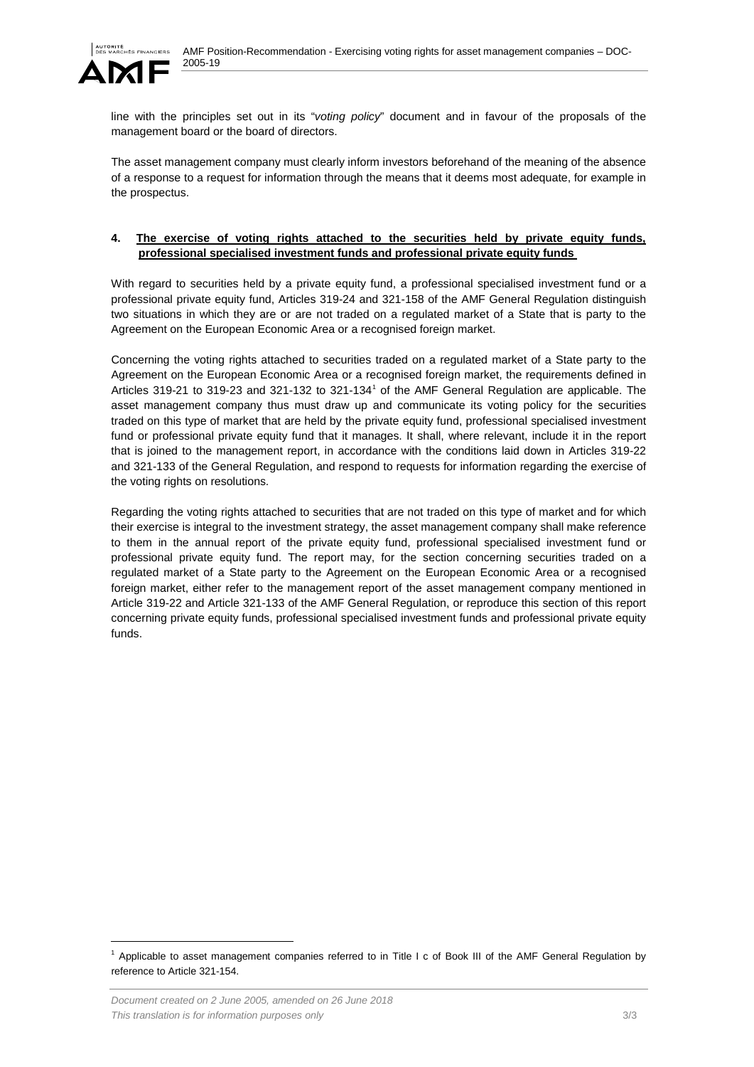line with the principles set out in its "*voting policy*" document and in favour of the proposals of the management board or the board of directors.

The asset management company must clearly inform investors beforehand of the meaning of the absence of a response to a request for information through the means that it deems most adequate, for example in the prospectus.

## 4. The exercise of voting rights attached to the securities held by private equity funds, professional specialised investment funds and professional private equity funds

With regard to securities held by a private equity fund, a professional specialised investment fund or a professional private equity fund, Articles 319-24 and 321-158 of the AMF General Regulation distinguish two situations in which they are or are not traded on a regulated market of a State that is party to the Agreement on the European Economic Area or a recognised foreign market.

Concerning the voting rights attached to securities traded on a regulated market of a State party to the Agreement on the European Economic Area or a recognised foreign market, the requirements defined in Articles 319-21 to 319-23 and 321-132 to 321-134[1] of the AMF General Regulation are applicable. The asset management company thus must draw up and communicate its voting policy for the securities traded on this type of market that are held by the private equity fund, professional specialised investment fund or professional private equity fund that it manages. It shall, where relevant, include it in the report that is joined to the management report, in accordance with the conditions laid down in Articles 319-22 and 321-133 of the General Regulation, and respond to requests for information regarding the exercise of the voting rights on resolutions.

Regarding the voting rights attached to securities that are not traded on this type of market and for which their exercise is integral to the investment strategy, the asset management company shall make reference to them in the annual report of the private equity fund, professional specialised investment fund or professional private equity fund. The report may, for the section concerning securities traded on a regulated market of a State party to the Agreement on the European Economic Area or a recognised foreign market, either refer to the management report of the asset management company mentioned in Article 319-22 and Article 321-133 of the AMF General Regulation, or reproduce this section of this report concerning private equity funds, professional specialised investment funds and professional private equity funds.

[1] Applicable to asset management companies referred to in Title I c of Book III of the AMF General Regulation by reference to Article 321-154.